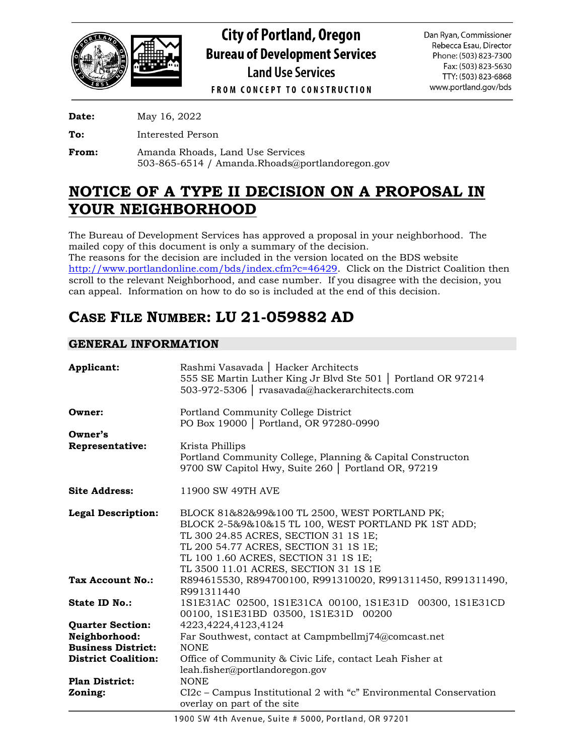# City of Portland, Oregon
## Bureau of Development Services
### Land Use Services

FROM CONCEPT TO CONSTRUCTION

Dan Ryan, Commissioner
Rebecca Esau, Director
Phone: (503) 823-7300
Fax: (503) 823-5630
TTY: (503) 823-6868
www.portland.gov/bds

**Date:** May 16, 2022

**To:** Interested Person

**From:** Amanda Rhoads, Land Use Services
503-865-6514 / Amanda.Rhoads@portlandoregon.gov

# NOTICE OF A TYPE II DECISION ON A PROPOSAL IN YOUR NEIGHBORHOOD

The Bureau of Development Services has approved a proposal in your neighborhood. The mailed copy of this document is only a summary of the decision.
The reasons for the decision are included in the version located on the BDS website http://www.portlandonline.com/bds/index.cfm?c=46429. Click on the District Coalition then scroll to the relevant Neighborhood, and case number. If you disagree with the decision, you can appeal. Information on how to do so is included at the end of this decision.

# CASE FILE NUMBER: LU 21-059882 AD

## GENERAL INFORMATION

**Applicant:** Rashmi Vasavada | Hacker Architects
555 SE Martin Luther King Jr Blvd Ste 501 | Portland OR 97214
503-972-5306 | rvasavada@hackerarchitects.com

**Owner:** Portland Community College District
PO Box 19000 | Portland, OR 97280-0990

**Owner's Representative:** Krista Phillips
Portland Community College, Planning & Capital Constructon
9700 SW Capitol Hwy, Suite 260 | Portland OR, 97219

**Site Address:** 11900 SW 49TH AVE

**Legal Description:** BLOCK 81&82&99&100 TL 2500, WEST PORTLAND PK;
BLOCK 2-5&9&10&15 TL 100, WEST PORTLAND PK 1ST ADD;
TL 300 24.85 ACRES, SECTION 31 1S 1E;
TL 200 54.77 ACRES, SECTION 31 1S 1E;
TL 100 1.60 ACRES, SECTION 31 1S 1E;
TL 3500 11.01 ACRES, SECTION 31 1S 1E

**Tax Account No.:** R894615530, R894700100, R991310020, R991311450, R991311490, R991311440

**State ID No.:** 1S1E31AC 02500, 1S1E31CA 00100, 1S1E31D 00300, 1S1E31CD 00100, 1S1E31BD 03500, 1S1E31D 00200

**Quarter Section:** 4223,4224,4123,4124

**Neighborhood:** Far Southwest, contact at Campmbellmj74@comcast.net

**Business District:** NONE

**District Coalition:** Office of Community & Civic Life, contact Leah Fisher at leah.fisher@portlandoregon.gov

**Plan District:** NONE

**Zoning:** CI2c – Campus Institutional 2 with "c" Environmental Conservation overlay on part of the site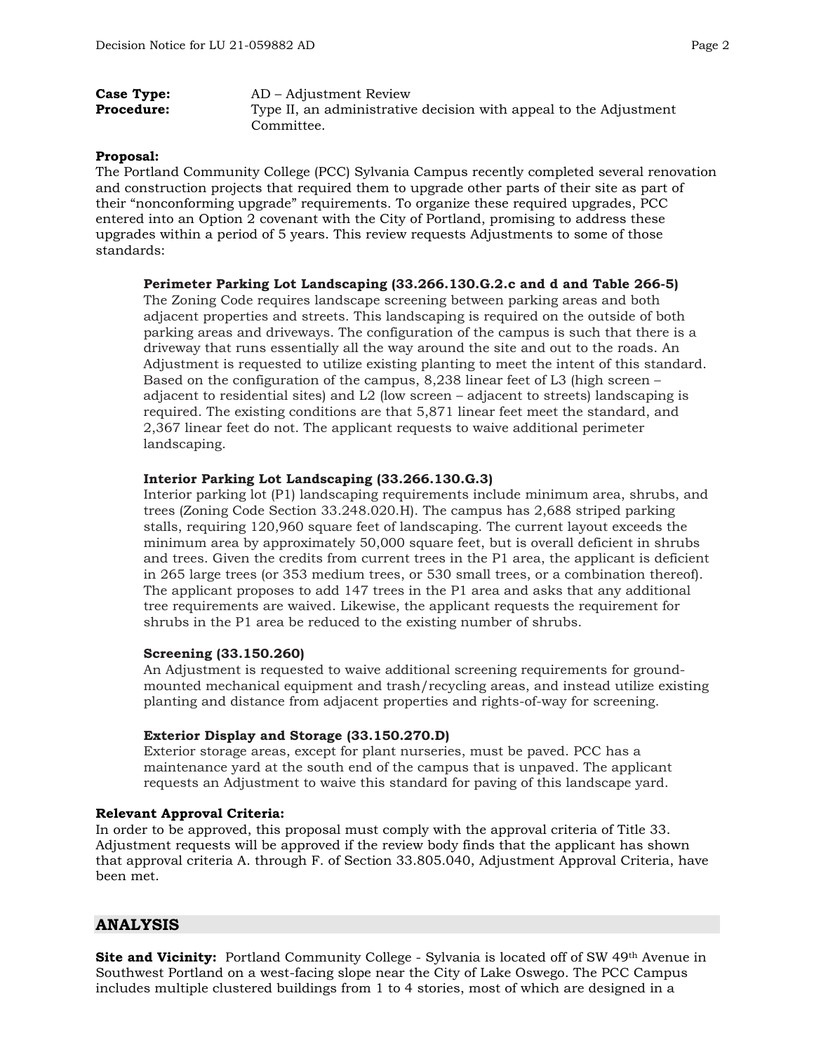**Case Type:** AD – Adjustment Review

**Procedure:** Type II, an administrative decision with appeal to the Adjustment Committee.

**Proposal:**
The Portland Community College (PCC) Sylvania Campus recently completed several renovation and construction projects that required them to upgrade other parts of their site as part of their "nonconforming upgrade" requirements. To organize these required upgrades, PCC entered into an Option 2 covenant with the City of Portland, promising to address these upgrades within a period of 5 years. This review requests Adjustments to some of those standards:

**Perimeter Parking Lot Landscaping (33.266.130.G.2.c and d and Table 266-5)**
The Zoning Code requires landscape screening between parking areas and both adjacent properties and streets. This landscaping is required on the outside of both parking areas and driveways. The configuration of the campus is such that there is a driveway that runs essentially all the way around the site and out to the roads. An Adjustment is requested to utilize existing planting to meet the intent of this standard. Based on the configuration of the campus, 8,238 linear feet of L3 (high screen – adjacent to residential sites) and L2 (low screen – adjacent to streets) landscaping is required. The existing conditions are that 5,871 linear feet meet the standard, and 2,367 linear feet do not. The applicant requests to waive additional perimeter landscaping.

**Interior Parking Lot Landscaping (33.266.130.G.3)**
Interior parking lot (P1) landscaping requirements include minimum area, shrubs, and trees (Zoning Code Section 33.248.020.H). The campus has 2,688 striped parking stalls, requiring 120,960 square feet of landscaping. The current layout exceeds the minimum area by approximately 50,000 square feet, but is overall deficient in shrubs and trees. Given the credits from current trees in the P1 area, the applicant is deficient in 265 large trees (or 353 medium trees, or 530 small trees, or a combination thereof). The applicant proposes to add 147 trees in the P1 area and asks that any additional tree requirements are waived. Likewise, the applicant requests the requirement for shrubs in the P1 area be reduced to the existing number of shrubs.

**Screening (33.150.260)**
An Adjustment is requested to waive additional screening requirements for ground-mounted mechanical equipment and trash/recycling areas, and instead utilize existing planting and distance from adjacent properties and rights-of-way for screening.

**Exterior Display and Storage (33.150.270.D)**
Exterior storage areas, except for plant nurseries, must be paved. PCC has a maintenance yard at the south end of the campus that is unpaved. The applicant requests an Adjustment to waive this standard for paving of this landscape yard.

**Relevant Approval Criteria:**
In order to be approved, this proposal must comply with the approval criteria of Title 33. Adjustment requests will be approved if the review body finds that the applicant has shown that approval criteria A. through F. of Section 33.805.040, Adjustment Approval Criteria, have been met.

## ANALYSIS

**Site and Vicinity:** Portland Community College - Sylvania is located off of SW 49th Avenue in Southwest Portland on a west-facing slope near the City of Lake Oswego. The PCC Campus includes multiple clustered buildings from 1 to 4 stories, most of which are designed in a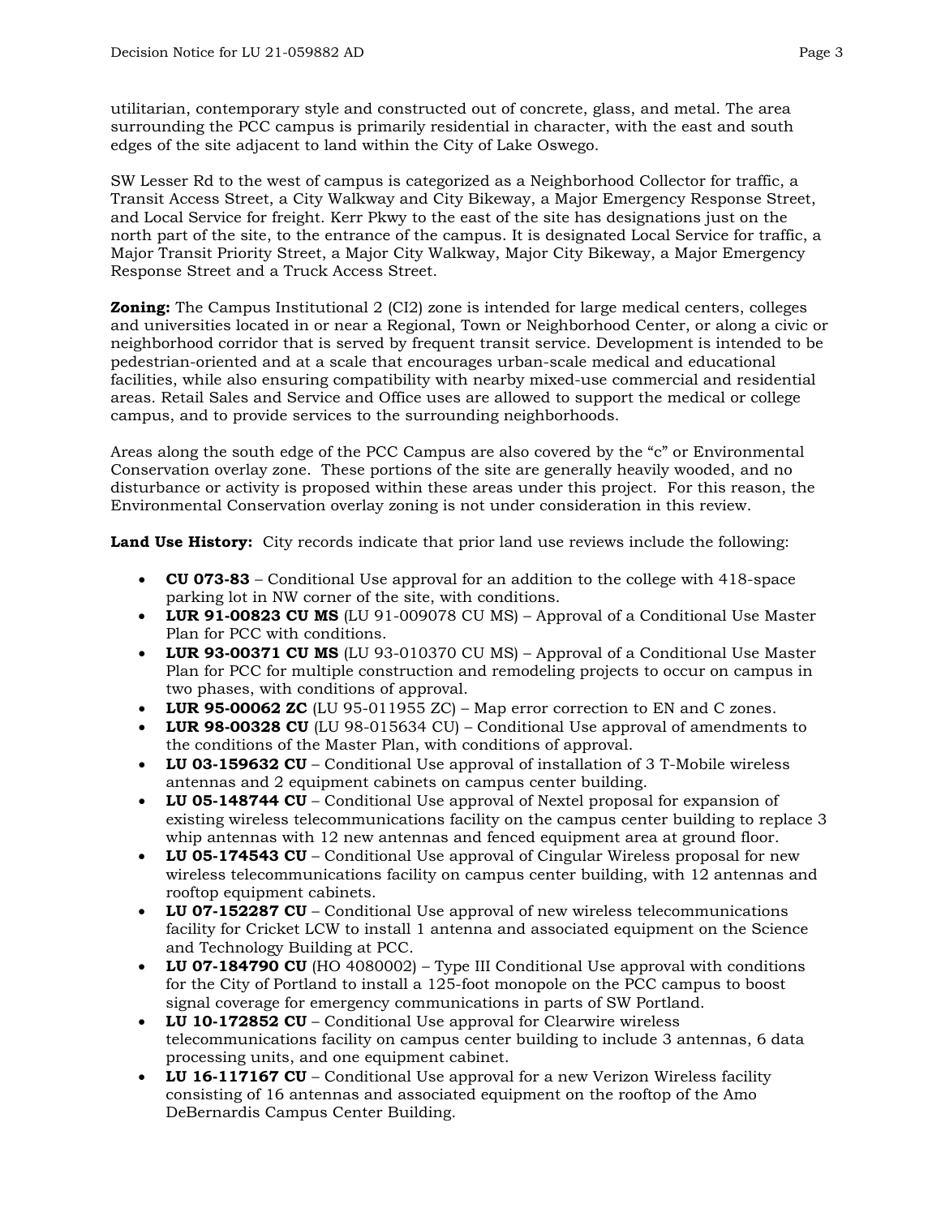utilitarian, contemporary style and constructed out of concrete, glass, and metal. The area surrounding the PCC campus is primarily residential in character, with the east and south edges of the site adjacent to land within the City of Lake Oswego.

SW Lesser Rd to the west of campus is categorized as a Neighborhood Collector for traffic, a Transit Access Street, a City Walkway and City Bikeway, a Major Emergency Response Street, and Local Service for freight. Kerr Pkwy to the east of the site has designations just on the north part of the site, to the entrance of the campus. It is designated Local Service for traffic, a Major Transit Priority Street, a Major City Walkway, Major City Bikeway, a Major Emergency Response Street and a Truck Access Street.

**Zoning:** The Campus Institutional 2 (CI2) zone is intended for large medical centers, colleges and universities located in or near a Regional, Town or Neighborhood Center, or along a civic or neighborhood corridor that is served by frequent transit service. Development is intended to be pedestrian-oriented and at a scale that encourages urban-scale medical and educational facilities, while also ensuring compatibility with nearby mixed-use commercial and residential areas. Retail Sales and Service and Office uses are allowed to support the medical or college campus, and to provide services to the surrounding neighborhoods.

Areas along the south edge of the PCC Campus are also covered by the "c" or Environmental Conservation overlay zone. These portions of the site are generally heavily wooded, and no disturbance or activity is proposed within these areas under this project. For this reason, the Environmental Conservation overlay zoning is not under consideration in this review.

**Land Use History:** City records indicate that prior land use reviews include the following:

- **CU 073-83** – Conditional Use approval for an addition to the college with 418-space parking lot in NW corner of the site, with conditions.
- **LUR 91-00823 CU MS** (LU 91-009078 CU MS) – Approval of a Conditional Use Master Plan for PCC with conditions.
- **LUR 93-00371 CU MS** (LU 93-010370 CU MS) – Approval of a Conditional Use Master Plan for PCC for multiple construction and remodeling projects to occur on campus in two phases, with conditions of approval.
- **LUR 95-00062 ZC** (LU 95-011955 ZC) – Map error correction to EN and C zones.
- **LUR 98-00328 CU** (LU 98-015634 CU) – Conditional Use approval of amendments to the conditions of the Master Plan, with conditions of approval.
- **LU 03-159632 CU** – Conditional Use approval of installation of 3 T-Mobile wireless antennas and 2 equipment cabinets on campus center building.
- **LU 05-148744 CU** – Conditional Use approval of Nextel proposal for expansion of existing wireless telecommunications facility on the campus center building to replace 3 whip antennas with 12 new antennas and fenced equipment area at ground floor.
- **LU 05-174543 CU** – Conditional Use approval of Cingular Wireless proposal for new wireless telecommunications facility on campus center building, with 12 antennas and rooftop equipment cabinets.
- **LU 07-152287 CU** – Conditional Use approval of new wireless telecommunications facility for Cricket LCW to install 1 antenna and associated equipment on the Science and Technology Building at PCC.
- **LU 07-184790 CU** (HO 4080002) – Type III Conditional Use approval with conditions for the City of Portland to install a 125-foot monopole on the PCC campus to boost signal coverage for emergency communications in parts of SW Portland.
- **LU 10-172852 CU** – Conditional Use approval for Clearwire wireless telecommunications facility on campus center building to include 3 antennas, 6 data processing units, and one equipment cabinet.
- **LU 16-117167 CU** – Conditional Use approval for a new Verizon Wireless facility consisting of 16 antennas and associated equipment on the rooftop of the Amo DeBernardis Campus Center Building.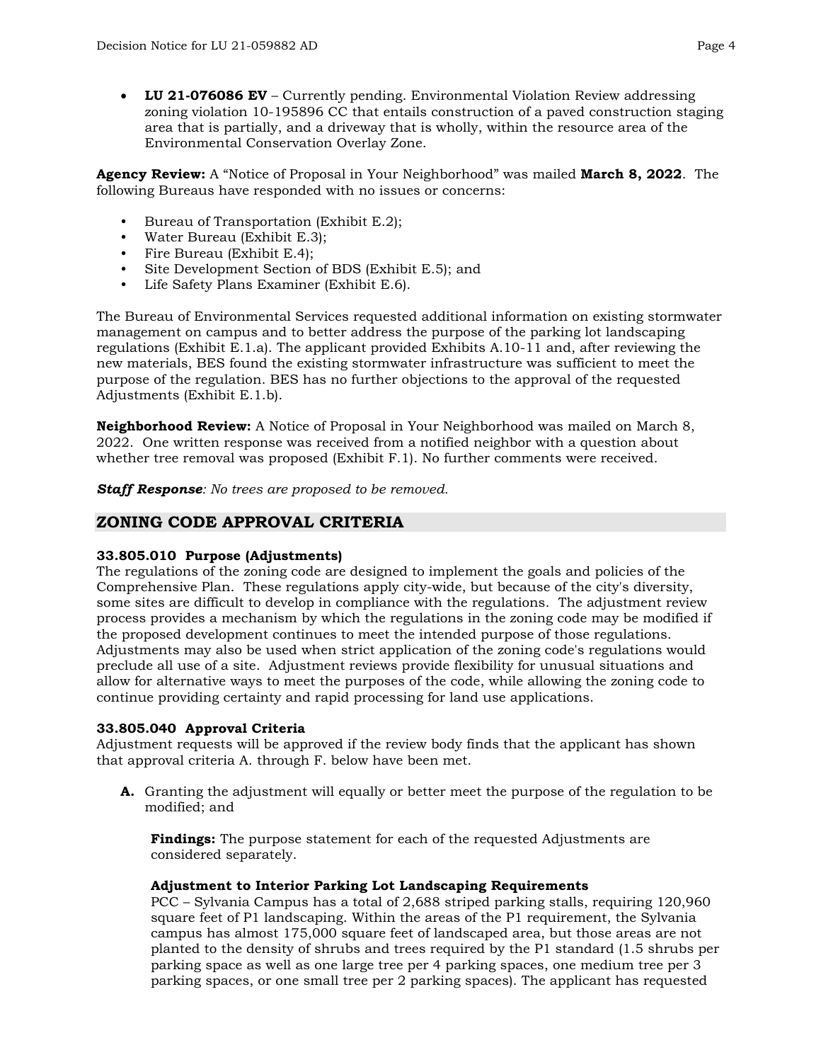- **LU 21-076086 EV** – Currently pending. Environmental Violation Review addressing zoning violation 10-195896 CC that entails construction of a paved construction staging area that is partially, and a driveway that is wholly, within the resource area of the Environmental Conservation Overlay Zone.

**Agency Review:** A "Notice of Proposal in Your Neighborhood" was mailed **March 8, 2022**. The following Bureaus have responded with no issues or concerns:

- Bureau of Transportation (Exhibit E.2);
- Water Bureau (Exhibit E.3);
- Fire Bureau (Exhibit E.4);
- Site Development Section of BDS (Exhibit E.5); and
- Life Safety Plans Examiner (Exhibit E.6).

The Bureau of Environmental Services requested additional information on existing stormwater management on campus and to better address the purpose of the parking lot landscaping regulations (Exhibit E.1.a). The applicant provided Exhibits A.10-11 and, after reviewing the new materials, BES found the existing stormwater infrastructure was sufficient to meet the purpose of the regulation. BES has no further objections to the approval of the requested Adjustments (Exhibit E.1.b).

**Neighborhood Review:** A Notice of Proposal in Your Neighborhood was mailed on March 8, 2022. One written response was received from a notified neighbor with a question about whether tree removal was proposed (Exhibit F.1). No further comments were received.

***Staff Response****: No trees are proposed to be removed.*

## ZONING CODE APPROVAL CRITERIA

**33.805.010 Purpose (Adjustments)**
The regulations of the zoning code are designed to implement the goals and policies of the Comprehensive Plan. These regulations apply city-wide, but because of the city's diversity, some sites are difficult to develop in compliance with the regulations. The adjustment review process provides a mechanism by which the regulations in the zoning code may be modified if the proposed development continues to meet the intended purpose of those regulations. Adjustments may also be used when strict application of the zoning code's regulations would preclude all use of a site. Adjustment reviews provide flexibility for unusual situations and allow for alternative ways to meet the purposes of the code, while allowing the zoning code to continue providing certainty and rapid processing for land use applications.

**33.805.040 Approval Criteria**
Adjustment requests will be approved if the review body finds that the applicant has shown that approval criteria A. through F. below have been met.

**A.** Granting the adjustment will equally or better meet the purpose of the regulation to be modified; and

**Findings:** The purpose statement for each of the requested Adjustments are considered separately.

**Adjustment to Interior Parking Lot Landscaping Requirements**
PCC – Sylvania Campus has a total of 2,688 striped parking stalls, requiring 120,960 square feet of P1 landscaping. Within the areas of the P1 requirement, the Sylvania campus has almost 175,000 square feet of landscaped area, but those areas are not planted to the density of shrubs and trees required by the P1 standard (1.5 shrubs per parking space as well as one large tree per 4 parking spaces, one medium tree per 3 parking spaces, or one small tree per 2 parking spaces). The applicant has requested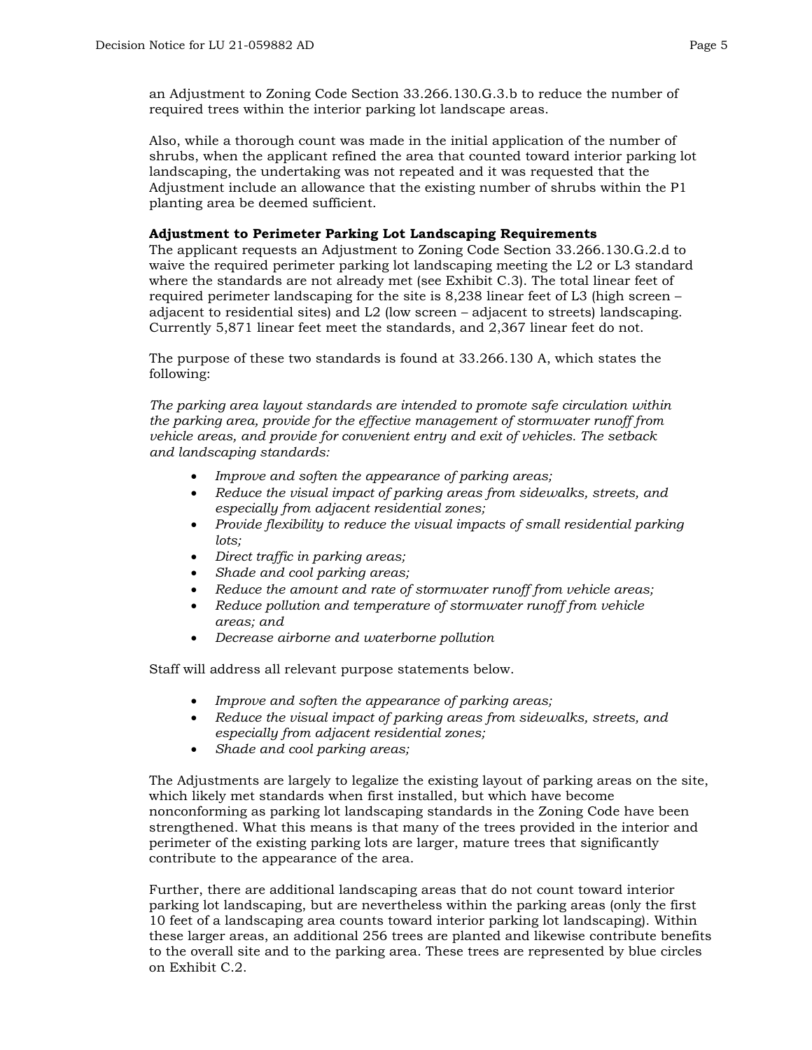an Adjustment to Zoning Code Section 33.266.130.G.3.b to reduce the number of required trees within the interior parking lot landscape areas.

Also, while a thorough count was made in the initial application of the number of shrubs, when the applicant refined the area that counted toward interior parking lot landscaping, the undertaking was not repeated and it was requested that the Adjustment include an allowance that the existing number of shrubs within the P1 planting area be deemed sufficient.

**Adjustment to Perimeter Parking Lot Landscaping Requirements**
The applicant requests an Adjustment to Zoning Code Section 33.266.130.G.2.d to waive the required perimeter parking lot landscaping meeting the L2 or L3 standard where the standards are not already met (see Exhibit C.3). The total linear feet of required perimeter landscaping for the site is 8,238 linear feet of L3 (high screen – adjacent to residential sites) and L2 (low screen – adjacent to streets) landscaping. Currently 5,871 linear feet meet the standards, and 2,367 linear feet do not.

The purpose of these two standards is found at 33.266.130 A, which states the following:

*The parking area layout standards are intended to promote safe circulation within the parking area, provide for the effective management of stormwater runoff from vehicle areas, and provide for convenient entry and exit of vehicles. The setback and landscaping standards:*

- *Improve and soften the appearance of parking areas;*
- *Reduce the visual impact of parking areas from sidewalks, streets, and especially from adjacent residential zones;*
- *Provide flexibility to reduce the visual impacts of small residential parking lots;*
- *Direct traffic in parking areas;*
- *Shade and cool parking areas;*
- *Reduce the amount and rate of stormwater runoff from vehicle areas;*
- *Reduce pollution and temperature of stormwater runoff from vehicle areas; and*
- *Decrease airborne and waterborne pollution*

Staff will address all relevant purpose statements below.

- *Improve and soften the appearance of parking areas;*
- *Reduce the visual impact of parking areas from sidewalks, streets, and especially from adjacent residential zones;*
- *Shade and cool parking areas;*

The Adjustments are largely to legalize the existing layout of parking areas on the site, which likely met standards when first installed, but which have become nonconforming as parking lot landscaping standards in the Zoning Code have been strengthened. What this means is that many of the trees provided in the interior and perimeter of the existing parking lots are larger, mature trees that significantly contribute to the appearance of the area.

Further, there are additional landscaping areas that do not count toward interior parking lot landscaping, but are nevertheless within the parking areas (only the first 10 feet of a landscaping area counts toward interior parking lot landscaping). Within these larger areas, an additional 256 trees are planted and likewise contribute benefits to the overall site and to the parking area. These trees are represented by blue circles on Exhibit C.2.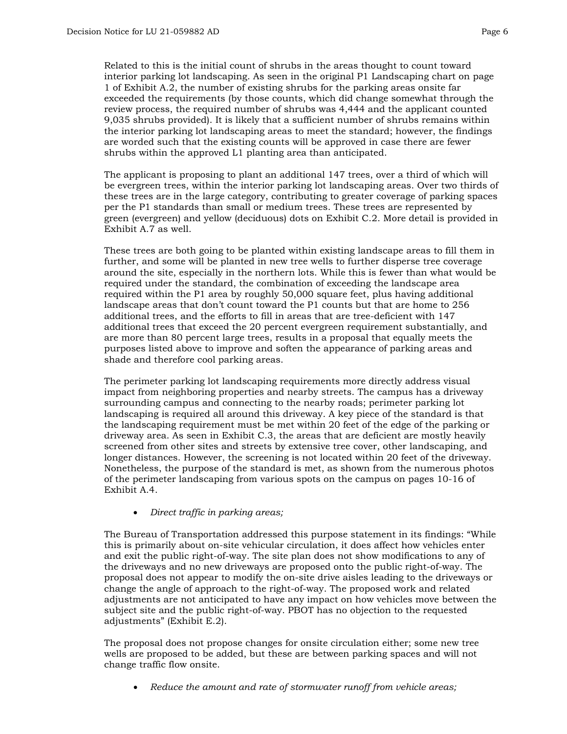Related to this is the initial count of shrubs in the areas thought to count toward interior parking lot landscaping. As seen in the original P1 Landscaping chart on page 1 of Exhibit A.2, the number of existing shrubs for the parking areas onsite far exceeded the requirements (by those counts, which did change somewhat through the review process, the required number of shrubs was 4,444 and the applicant counted 9,035 shrubs provided). It is likely that a sufficient number of shrubs remains within the interior parking lot landscaping areas to meet the standard; however, the findings are worded such that the existing counts will be approved in case there are fewer shrubs within the approved L1 planting area than anticipated.

The applicant is proposing to plant an additional 147 trees, over a third of which will be evergreen trees, within the interior parking lot landscaping areas. Over two thirds of these trees are in the large category, contributing to greater coverage of parking spaces per the P1 standards than small or medium trees. These trees are represented by green (evergreen) and yellow (deciduous) dots on Exhibit C.2. More detail is provided in Exhibit A.7 as well.

These trees are both going to be planted within existing landscape areas to fill them in further, and some will be planted in new tree wells to further disperse tree coverage around the site, especially in the northern lots. While this is fewer than what would be required under the standard, the combination of exceeding the landscape area required within the P1 area by roughly 50,000 square feet, plus having additional landscape areas that don't count toward the P1 counts but that are home to 256 additional trees, and the efforts to fill in areas that are tree-deficient with 147 additional trees that exceed the 20 percent evergreen requirement substantially, and are more than 80 percent large trees, results in a proposal that equally meets the purposes listed above to improve and soften the appearance of parking areas and shade and therefore cool parking areas.

The perimeter parking lot landscaping requirements more directly address visual impact from neighboring properties and nearby streets. The campus has a driveway surrounding campus and connecting to the nearby roads; perimeter parking lot landscaping is required all around this driveway. A key piece of the standard is that the landscaping requirement must be met within 20 feet of the edge of the parking or driveway area. As seen in Exhibit C.3, the areas that are deficient are mostly heavily screened from other sites and streets by extensive tree cover, other landscaping, and longer distances. However, the screening is not located within 20 feet of the driveway. Nonetheless, the purpose of the standard is met, as shown from the numerous photos of the perimeter landscaping from various spots on the campus on pages 10-16 of Exhibit A.4.

- *Direct traffic in parking areas;*

The Bureau of Transportation addressed this purpose statement in its findings: "While this is primarily about on-site vehicular circulation, it does affect how vehicles enter and exit the public right-of-way. The site plan does not show modifications to any of the driveways and no new driveways are proposed onto the public right-of-way. The proposal does not appear to modify the on-site drive aisles leading to the driveways or change the angle of approach to the right-of-way. The proposed work and related adjustments are not anticipated to have any impact on how vehicles move between the subject site and the public right-of-way. PBOT has no objection to the requested adjustments" (Exhibit E.2).

The proposal does not propose changes for onsite circulation either; some new tree wells are proposed to be added, but these are between parking spaces and will not change traffic flow onsite.

- *Reduce the amount and rate of stormwater runoff from vehicle areas;*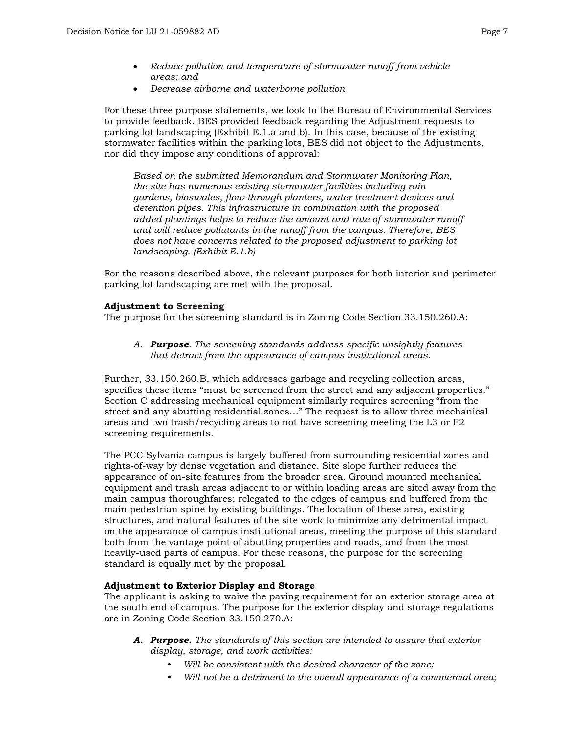- *Reduce pollution and temperature of stormwater runoff from vehicle areas; and*
- *Decrease airborne and waterborne pollution*

For these three purpose statements, we look to the Bureau of Environmental Services to provide feedback. BES provided feedback regarding the Adjustment requests to parking lot landscaping (Exhibit E.1.a and b). In this case, because of the existing stormwater facilities within the parking lots, BES did not object to the Adjustments, nor did they impose any conditions of approval:

> *Based on the submitted Memorandum and Stormwater Monitoring Plan, the site has numerous existing stormwater facilities including rain gardens, bioswales, flow-through planters, water treatment devices and detention pipes. This infrastructure in combination with the proposed added plantings helps to reduce the amount and rate of stormwater runoff and will reduce pollutants in the runoff from the campus. Therefore, BES does not have concerns related to the proposed adjustment to parking lot landscaping. (Exhibit E.1.b)*

For the reasons described above, the relevant purposes for both interior and perimeter parking lot landscaping are met with the proposal.

**Adjustment to Screening**
The purpose for the screening standard is in Zoning Code Section 33.150.260.A:

> A. ***Purpose***. *The screening standards address specific unsightly features that detract from the appearance of campus institutional areas.*

Further, 33.150.260.B, which addresses garbage and recycling collection areas, specifies these items "must be screened from the street and any adjacent properties." Section C addressing mechanical equipment similarly requires screening "from the street and any abutting residential zones…" The request is to allow three mechanical areas and two trash/recycling areas to not have screening meeting the L3 or F2 screening requirements.

The PCC Sylvania campus is largely buffered from surrounding residential zones and rights-of-way by dense vegetation and distance. Site slope further reduces the appearance of on-site features from the broader area. Ground mounted mechanical equipment and trash areas adjacent to or within loading areas are sited away from the main campus thoroughfares; relegated to the edges of campus and buffered from the main pedestrian spine by existing buildings. The location of these area, existing structures, and natural features of the site work to minimize any detrimental impact on the appearance of campus institutional areas, meeting the purpose of this standard both from the vantage point of abutting properties and roads, and from the most heavily-used parts of campus. For these reasons, the purpose for the screening standard is equally met by the proposal.

**Adjustment to Exterior Display and Storage**
The applicant is asking to waive the paving requirement for an exterior storage area at the south end of campus. The purpose for the exterior display and storage regulations are in Zoning Code Section 33.150.270.A:

> ***A. Purpose.*** *The standards of this section are intended to assure that exterior display, storage, and work activities:*
> - *Will be consistent with the desired character of the zone;*
> - *Will not be a detriment to the overall appearance of a commercial area;*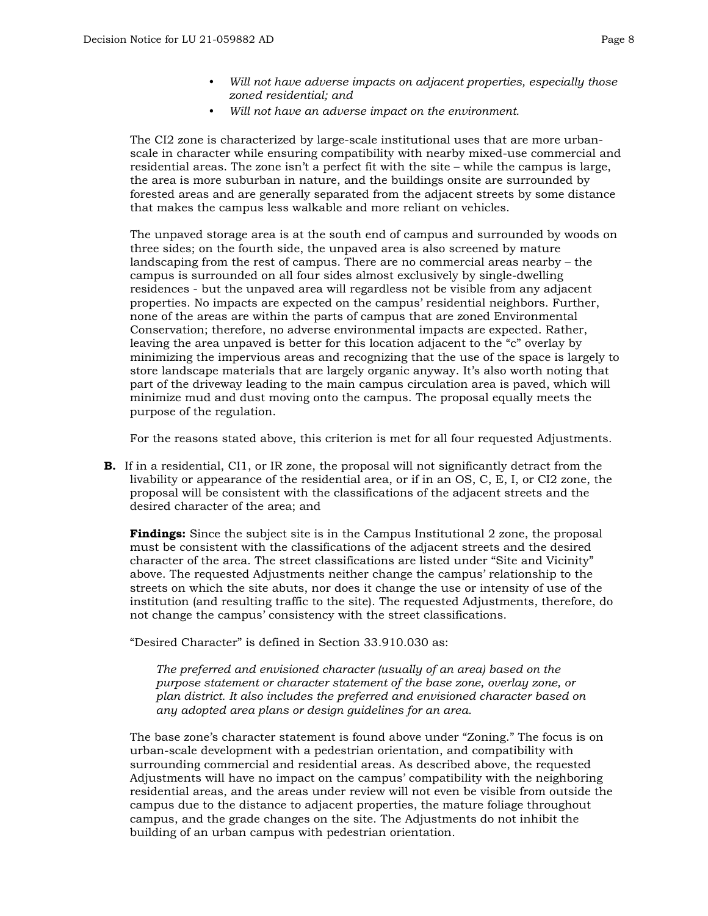- *Will not have adverse impacts on adjacent properties, especially those zoned residential; and*
- *Will not have an adverse impact on the environment.*

The CI2 zone is characterized by large-scale institutional uses that are more urban-scale in character while ensuring compatibility with nearby mixed-use commercial and residential areas. The zone isn't a perfect fit with the site – while the campus is large, the area is more suburban in nature, and the buildings onsite are surrounded by forested areas and are generally separated from the adjacent streets by some distance that makes the campus less walkable and more reliant on vehicles.

The unpaved storage area is at the south end of campus and surrounded by woods on three sides; on the fourth side, the unpaved area is also screened by mature landscaping from the rest of campus. There are no commercial areas nearby – the campus is surrounded on all four sides almost exclusively by single-dwelling residences - but the unpaved area will regardless not be visible from any adjacent properties. No impacts are expected on the campus' residential neighbors. Further, none of the areas are within the parts of campus that are zoned Environmental Conservation; therefore, no adverse environmental impacts are expected. Rather, leaving the area unpaved is better for this location adjacent to the "c" overlay by minimizing the impervious areas and recognizing that the use of the space is largely to store landscape materials that are largely organic anyway. It's also worth noting that part of the driveway leading to the main campus circulation area is paved, which will minimize mud and dust moving onto the campus. The proposal equally meets the purpose of the regulation.

For the reasons stated above, this criterion is met for all four requested Adjustments.

**B.** If in a residential, CI1, or IR zone, the proposal will not significantly detract from the livability or appearance of the residential area, or if in an OS, C, E, I, or CI2 zone, the proposal will be consistent with the classifications of the adjacent streets and the desired character of the area; and

**Findings:** Since the subject site is in the Campus Institutional 2 zone, the proposal must be consistent with the classifications of the adjacent streets and the desired character of the area. The street classifications are listed under "Site and Vicinity" above. The requested Adjustments neither change the campus' relationship to the streets on which the site abuts, nor does it change the use or intensity of use of the institution (and resulting traffic to the site). The requested Adjustments, therefore, do not change the campus' consistency with the street classifications.

"Desired Character" is defined in Section 33.910.030 as:

> *The preferred and envisioned character (usually of an area) based on the purpose statement or character statement of the base zone, overlay zone, or plan district. It also includes the preferred and envisioned character based on any adopted area plans or design guidelines for an area.*

The base zone's character statement is found above under "Zoning." The focus is on urban-scale development with a pedestrian orientation, and compatibility with surrounding commercial and residential areas. As described above, the requested Adjustments will have no impact on the campus' compatibility with the neighboring residential areas, and the areas under review will not even be visible from outside the campus due to the distance to adjacent properties, the mature foliage throughout campus, and the grade changes on the site. The Adjustments do not inhibit the building of an urban campus with pedestrian orientation.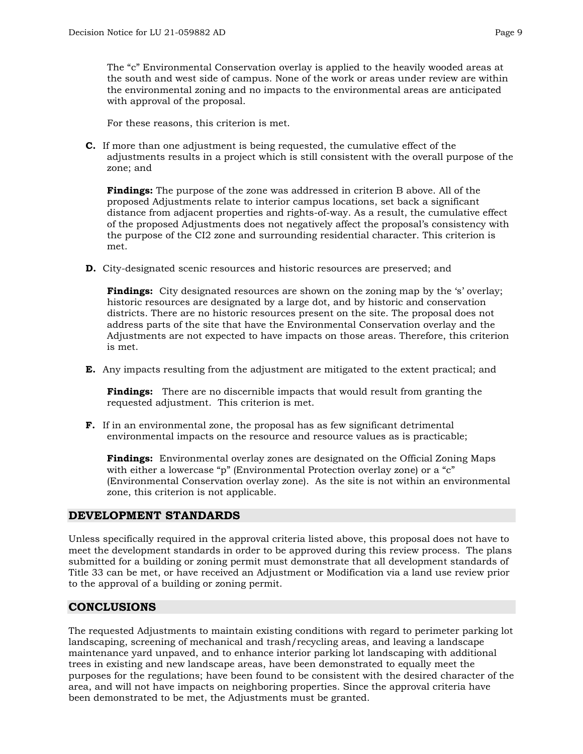The "c" Environmental Conservation overlay is applied to the heavily wooded areas at the south and west side of campus. None of the work or areas under review are within the environmental zoning and no impacts to the environmental areas are anticipated with approval of the proposal.

For these reasons, this criterion is met.

**C.** If more than one adjustment is being requested, the cumulative effect of the adjustments results in a project which is still consistent with the overall purpose of the zone; and

**Findings:** The purpose of the zone was addressed in criterion B above. All of the proposed Adjustments relate to interior campus locations, set back a significant distance from adjacent properties and rights-of-way. As a result, the cumulative effect of the proposed Adjustments does not negatively affect the proposal's consistency with the purpose of the CI2 zone and surrounding residential character. This criterion is met.

**D.** City-designated scenic resources and historic resources are preserved; and

**Findings:** City designated resources are shown on the zoning map by the 's' overlay; historic resources are designated by a large dot, and by historic and conservation districts. There are no historic resources present on the site. The proposal does not address parts of the site that have the Environmental Conservation overlay and the Adjustments are not expected to have impacts on those areas. Therefore, this criterion is met.

**E.** Any impacts resulting from the adjustment are mitigated to the extent practical; and

**Findings:** There are no discernible impacts that would result from granting the requested adjustment. This criterion is met.

**F.** If in an environmental zone, the proposal has as few significant detrimental environmental impacts on the resource and resource values as is practicable;

**Findings:** Environmental overlay zones are designated on the Official Zoning Maps with either a lowercase "p" (Environmental Protection overlay zone) or a "c" (Environmental Conservation overlay zone). As the site is not within an environmental zone, this criterion is not applicable.

## DEVELOPMENT STANDARDS

Unless specifically required in the approval criteria listed above, this proposal does not have to meet the development standards in order to be approved during this review process. The plans submitted for a building or zoning permit must demonstrate that all development standards of Title 33 can be met, or have received an Adjustment or Modification via a land use review prior to the approval of a building or zoning permit.

## CONCLUSIONS

The requested Adjustments to maintain existing conditions with regard to perimeter parking lot landscaping, screening of mechanical and trash/recycling areas, and leaving a landscape maintenance yard unpaved, and to enhance interior parking lot landscaping with additional trees in existing and new landscape areas, have been demonstrated to equally meet the purposes for the regulations; have been found to be consistent with the desired character of the area, and will not have impacts on neighboring properties. Since the approval criteria have been demonstrated to be met, the Adjustments must be granted.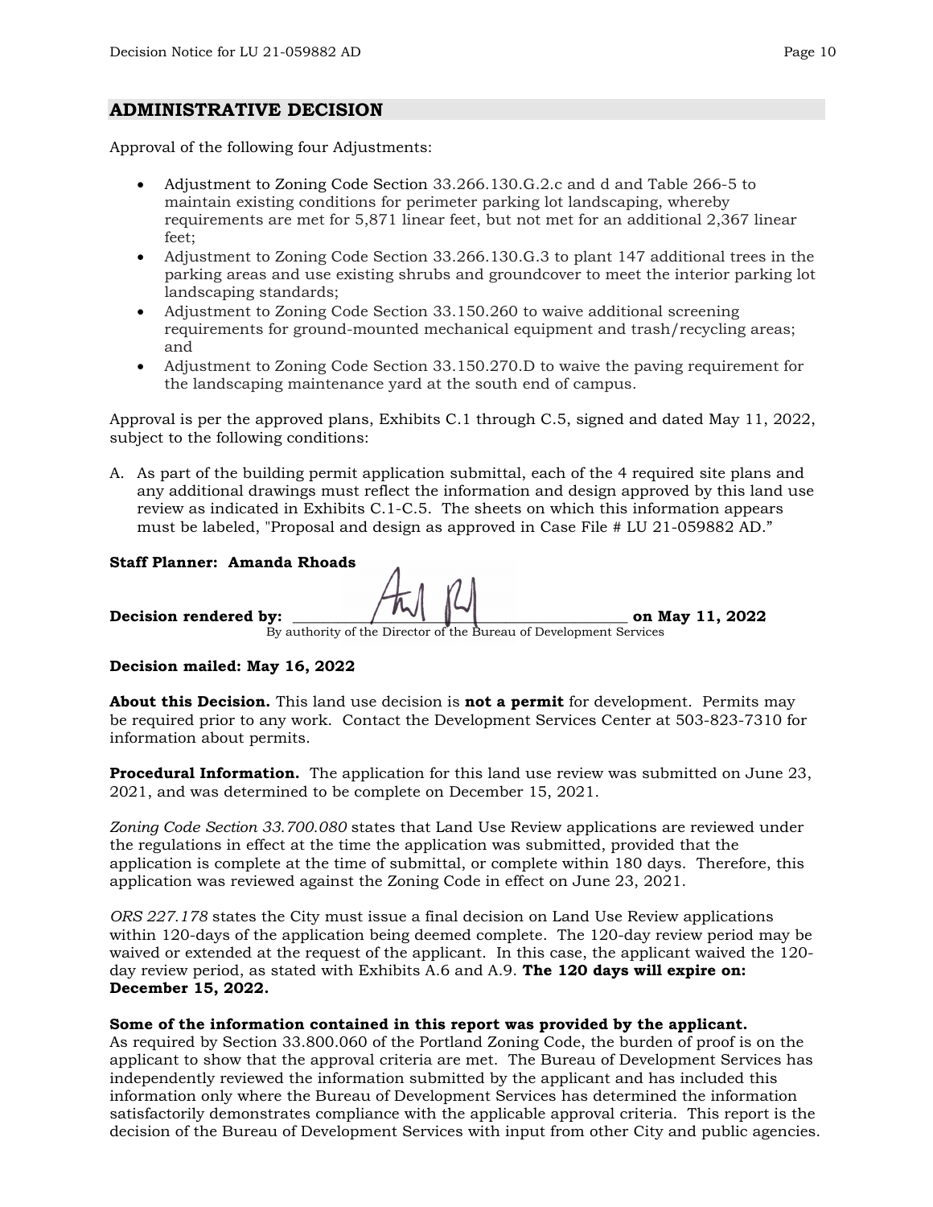## ADMINISTRATIVE DECISION

Approval of the following four Adjustments:

- Adjustment to Zoning Code Section 33.266.130.G.2.c and d and Table 266-5 to maintain existing conditions for perimeter parking lot landscaping, whereby requirements are met for 5,871 linear feet, but not met for an additional 2,367 linear feet;
- Adjustment to Zoning Code Section 33.266.130.G.3 to plant 147 additional trees in the parking areas and use existing shrubs and groundcover to meet the interior parking lot landscaping standards;
- Adjustment to Zoning Code Section 33.150.260 to waive additional screening requirements for ground-mounted mechanical equipment and trash/recycling areas; and
- Adjustment to Zoning Code Section 33.150.270.D to waive the paving requirement for the landscaping maintenance yard at the south end of campus.

Approval is per the approved plans, Exhibits C.1 through C.5, signed and dated May 11, 2022, subject to the following conditions:

A. As part of the building permit application submittal, each of the 4 required site plans and any additional drawings must reflect the information and design approved by this land use review as indicated in Exhibits C.1-C.5. The sheets on which this information appears must be labeled, "Proposal and design as approved in Case File # LU 21-059882 AD."

**Staff Planner: Amanda Rhoads**

**Decision rendered by:** ______________________________ **on May 11, 2022**
By authority of the Director of the Bureau of Development Services

**Decision mailed: May 16, 2022**

**About this Decision.** This land use decision is **not a permit** for development. Permits may be required prior to any work. Contact the Development Services Center at 503-823-7310 for information about permits.

**Procedural Information.** The application for this land use review was submitted on June 23, 2021, and was determined to be complete on December 15, 2021.

*Zoning Code Section 33.700.080* states that Land Use Review applications are reviewed under the regulations in effect at the time the application was submitted, provided that the application is complete at the time of submittal, or complete within 180 days. Therefore, this application was reviewed against the Zoning Code in effect on June 23, 2021.

*ORS 227.178* states the City must issue a final decision on Land Use Review applications within 120-days of the application being deemed complete. The 120-day review period may be waived or extended at the request of the applicant. In this case, the applicant waived the 120-day review period, as stated with Exhibits A.6 and A.9. **The 120 days will expire on: December 15, 2022.**

**Some of the information contained in this report was provided by the applicant.**
As required by Section 33.800.060 of the Portland Zoning Code, the burden of proof is on the applicant to show that the approval criteria are met. The Bureau of Development Services has independently reviewed the information submitted by the applicant and has included this information only where the Bureau of Development Services has determined the information satisfactorily demonstrates compliance with the applicable approval criteria. This report is the decision of the Bureau of Development Services with input from other City and public agencies.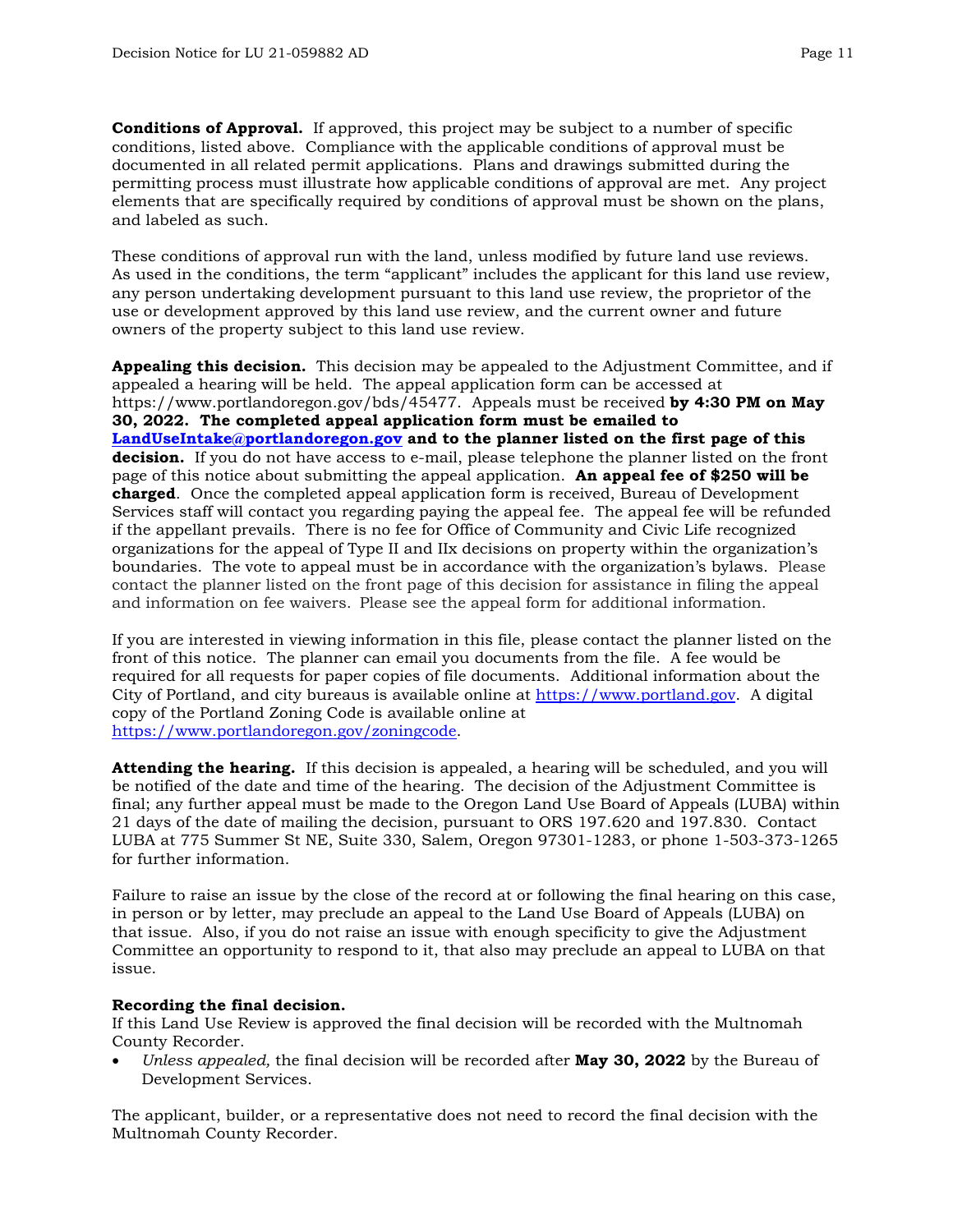**Conditions of Approval.** If approved, this project may be subject to a number of specific conditions, listed above. Compliance with the applicable conditions of approval must be documented in all related permit applications. Plans and drawings submitted during the permitting process must illustrate how applicable conditions of approval are met. Any project elements that are specifically required by conditions of approval must be shown on the plans, and labeled as such.

These conditions of approval run with the land, unless modified by future land use reviews. As used in the conditions, the term "applicant" includes the applicant for this land use review, any person undertaking development pursuant to this land use review, the proprietor of the use or development approved by this land use review, and the current owner and future owners of the property subject to this land use review.

**Appealing this decision.** This decision may be appealed to the Adjustment Committee, and if appealed a hearing will be held. The appeal application form can be accessed at https://www.portlandoregon.gov/bds/45477. Appeals must be received **by 4:30 PM on May 30, 2022. The completed appeal application form must be emailed to [LandUseIntake@portlandoregon.gov](mailto:LandUseIntake@portlandoregon.gov) and to the planner listed on the first page of this decision.** If you do not have access to e-mail, please telephone the planner listed on the front page of this notice about submitting the appeal application. **An appeal fee of $250 will be charged**. Once the completed appeal application form is received, Bureau of Development Services staff will contact you regarding paying the appeal fee. The appeal fee will be refunded if the appellant prevails. There is no fee for Office of Community and Civic Life recognized organizations for the appeal of Type II and IIx decisions on property within the organization's boundaries. The vote to appeal must be in accordance with the organization's bylaws. Please contact the planner listed on the front page of this decision for assistance in filing the appeal and information on fee waivers. Please see the appeal form for additional information.

If you are interested in viewing information in this file, please contact the planner listed on the front of this notice. The planner can email you documents from the file. A fee would be required for all requests for paper copies of file documents. Additional information about the City of Portland, and city bureaus is available online at [https://www.portland.gov](https://www.portland.gov). A digital copy of the Portland Zoning Code is available online at [https://www.portlandoregon.gov/zoningcode](https://www.portlandoregon.gov/zoningcode).

**Attending the hearing.** If this decision is appealed, a hearing will be scheduled, and you will be notified of the date and time of the hearing. The decision of the Adjustment Committee is final; any further appeal must be made to the Oregon Land Use Board of Appeals (LUBA) within 21 days of the date of mailing the decision, pursuant to ORS 197.620 and 197.830. Contact LUBA at 775 Summer St NE, Suite 330, Salem, Oregon 97301-1283, or phone 1-503-373-1265 for further information.

Failure to raise an issue by the close of the record at or following the final hearing on this case, in person or by letter, may preclude an appeal to the Land Use Board of Appeals (LUBA) on that issue. Also, if you do not raise an issue with enough specificity to give the Adjustment Committee an opportunity to respond to it, that also may preclude an appeal to LUBA on that issue.

**Recording the final decision.**
If this Land Use Review is approved the final decision will be recorded with the Multnomah County Recorder.

- *Unless appealed,* the final decision will be recorded after **May 30, 2022** by the Bureau of Development Services.

The applicant, builder, or a representative does not need to record the final decision with the Multnomah County Recorder.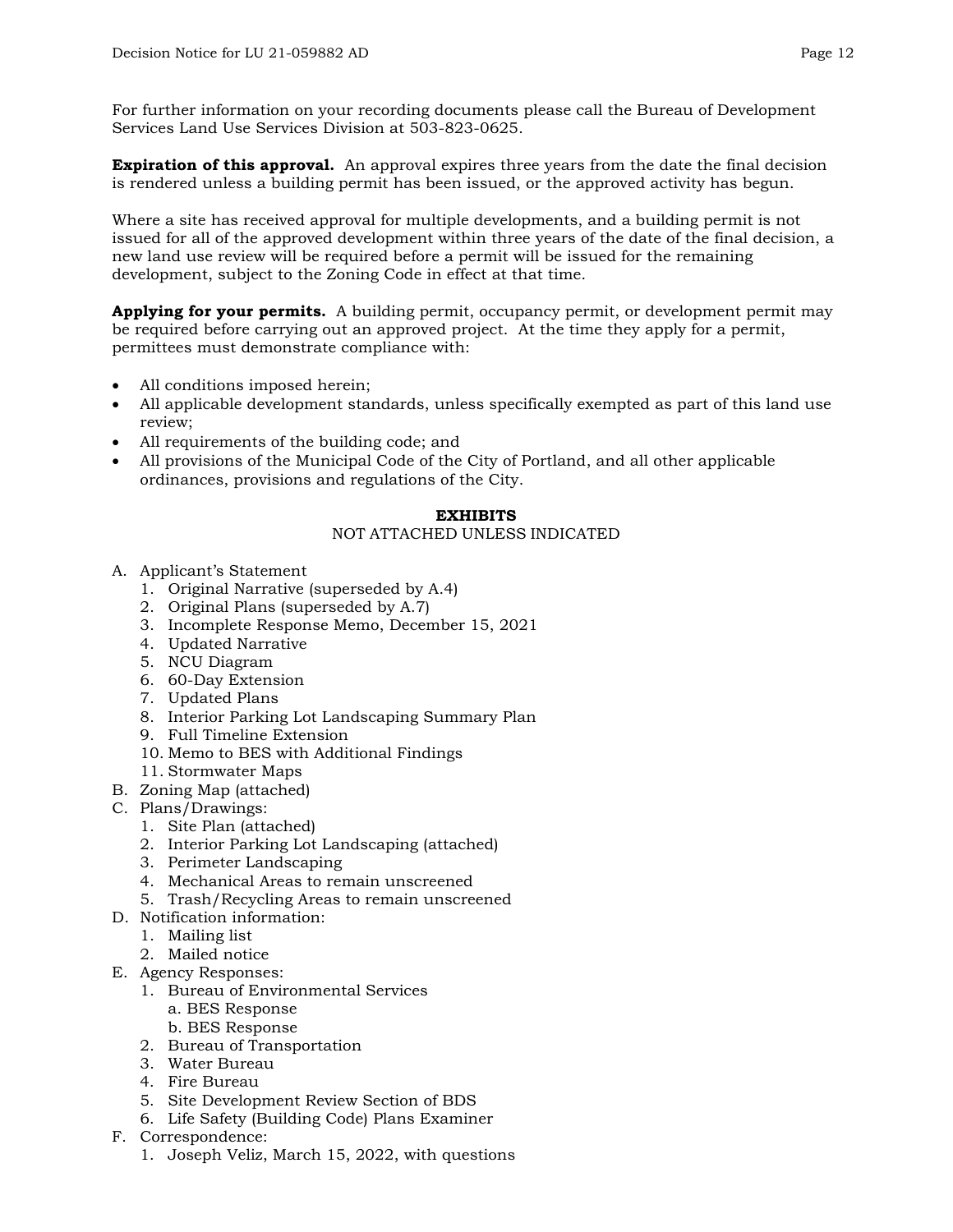For further information on your recording documents please call the Bureau of Development Services Land Use Services Division at 503-823-0625.

**Expiration of this approval.** An approval expires three years from the date the final decision is rendered unless a building permit has been issued, or the approved activity has begun.

Where a site has received approval for multiple developments, and a building permit is not issued for all of the approved development within three years of the date of the final decision, a new land use review will be required before a permit will be issued for the remaining development, subject to the Zoning Code in effect at that time.

**Applying for your permits.** A building permit, occupancy permit, or development permit may be required before carrying out an approved project. At the time they apply for a permit, permittees must demonstrate compliance with:

- All conditions imposed herein;
- All applicable development standards, unless specifically exempted as part of this land use review;
- All requirements of the building code; and
- All provisions of the Municipal Code of the City of Portland, and all other applicable ordinances, provisions and regulations of the City.

## EXHIBITS

NOT ATTACHED UNLESS INDICATED

A. Applicant's Statement
   1. Original Narrative (superseded by A.4)
   2. Original Plans (superseded by A.7)
   3. Incomplete Response Memo, December 15, 2021
   4. Updated Narrative
   5. NCU Diagram
   6. 60-Day Extension
   7. Updated Plans
   8. Interior Parking Lot Landscaping Summary Plan
   9. Full Timeline Extension
   10. Memo to BES with Additional Findings
   11. Stormwater Maps
B. Zoning Map (attached)
C. Plans/Drawings:
   1. Site Plan (attached)
   2. Interior Parking Lot Landscaping (attached)
   3. Perimeter Landscaping
   4. Mechanical Areas to remain unscreened
   5. Trash/Recycling Areas to remain unscreened
D. Notification information:
   1. Mailing list
   2. Mailed notice
E. Agency Responses:
   1. Bureau of Environmental Services
      a. BES Response
      b. BES Response
   2. Bureau of Transportation
   3. Water Bureau
   4. Fire Bureau
   5. Site Development Review Section of BDS
   6. Life Safety (Building Code) Plans Examiner
F. Correspondence:
   1. Joseph Veliz, March 15, 2022, with questions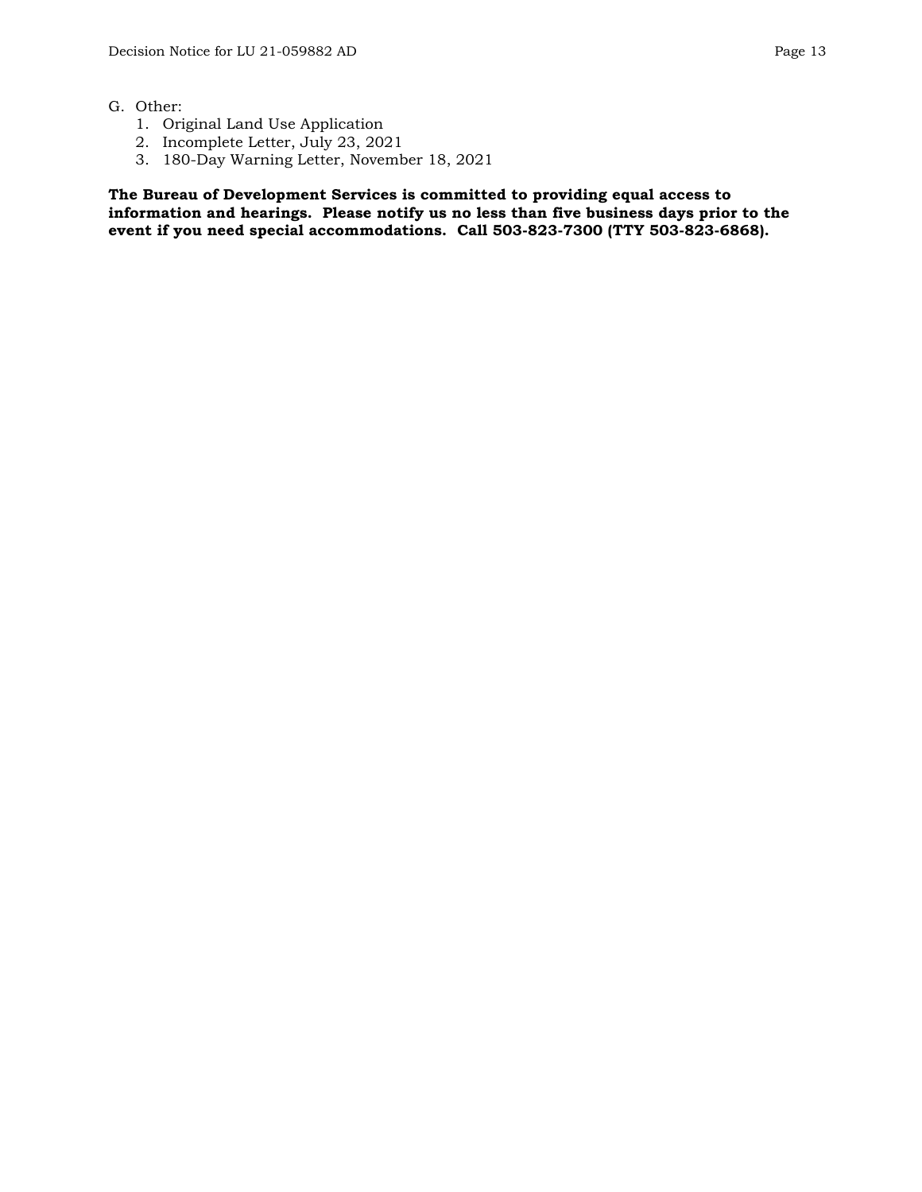G. Other:
   1. Original Land Use Application
   2. Incomplete Letter, July 23, 2021
   3. 180-Day Warning Letter, November 18, 2021

**The Bureau of Development Services is committed to providing equal access to information and hearings. Please notify us no less than five business days prior to the event if you need special accommodations. Call 503-823-7300 (TTY 503-823-6868).**